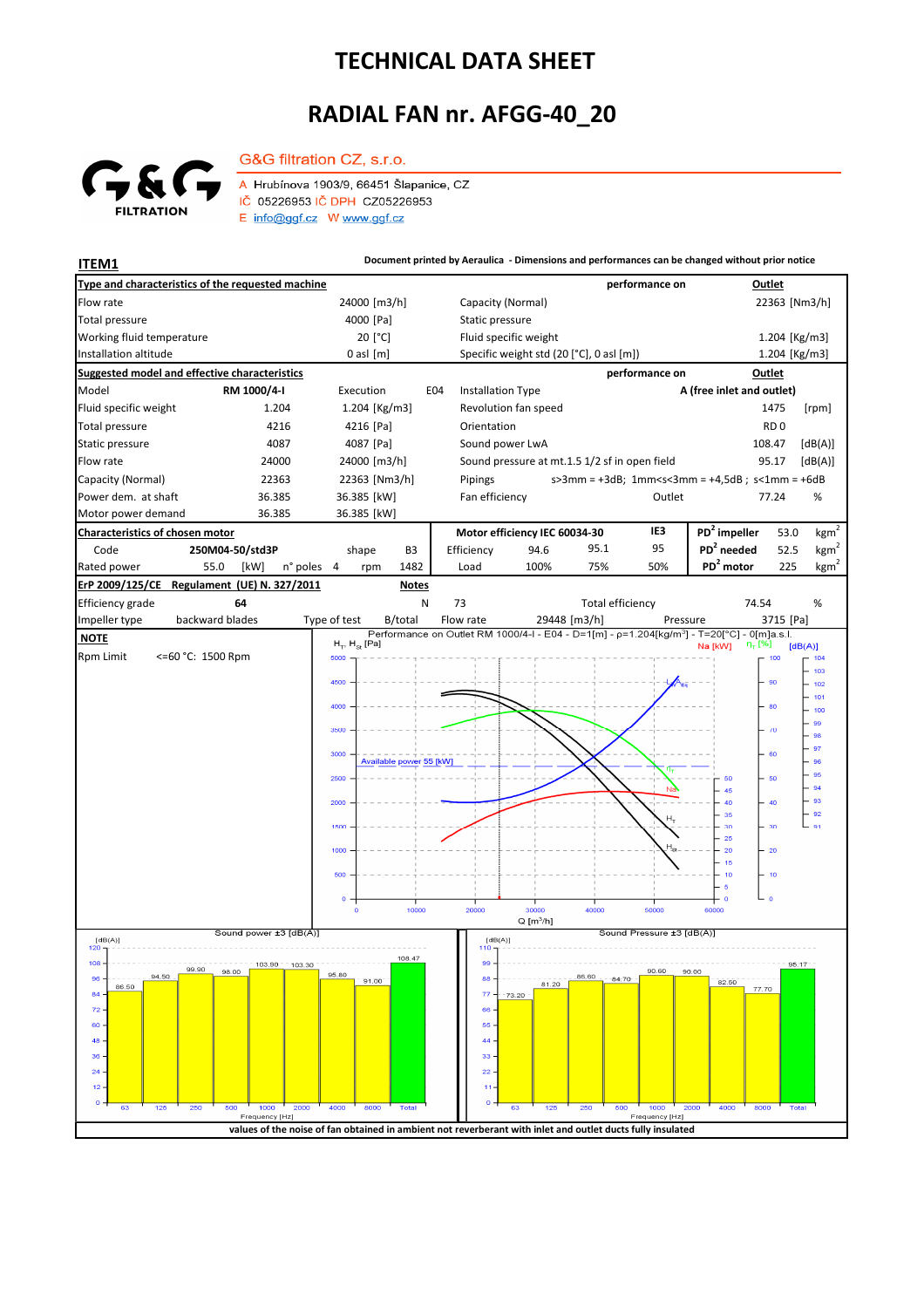# TECHNICAL DATA SHEET

# RADIAL FAN nr. AFGG-40_20

G&G filtration CZ, s.r.o.

A Hrubínova 1903/9, 66451 Šlapanice, CZ
IČ 05226953 IČ DPH CZ05226953
E info@ggf.cz W www.ggf.cz

**ITEM1**

Document printed by Aeraulica - Dimensions and performances can be changed without prior notice

| Type and characteristics of the requested machine | | | | performance on | Outlet |
|---|---|---|---|---|---|
| Flow rate | | 24000 [m3/h] | Capacity (Normal) | | 22363 [Nm3/h] |
| Total pressure | | 4000 [Pa] | Static pressure | | |
| Working fluid temperature | | 20 [°C] | Fluid specific weight | | 1.204 [Kg/m3] |
| Installation altitude | | 0 asl [m] | Specific weight std (20 [°C], 0 asl [m]) | | 1.204 [Kg/m3] |

| Suggested model and effective characteristics | | | | performance on | Outlet |
|---|---|---|---|---|---|
| Model | RM 1000/4-I | Execution E04 | Installation Type | | A (free inlet and outlet) |
| Fluid specific weight | 1.204 | 1.204 [Kg/m3] | Revolution fan speed | | 1475 [rpm] |
| Total pressure | 4216 | 4216 [Pa] | Orientation | | RD 0 |
| Static pressure | 4087 | 4087 [Pa] | Sound power LwA | | 108.47 [dB(A)] |
| Flow rate | 24000 | 24000 [m3/h] | Sound pressure at mt.1.5 1/2 sf in open field | | 95.17 [dB(A)] |
| Capacity (Normal) | 22363 | 22363 [Nm3/h] | Pipings | | s>3mm = +3dB; 1mm<s<3mm = +4,5dB ; s<1mm = +6dB |
| Power dem. at shaft | 36.385 | 36.385 [kW] | Fan efficiency | Outlet | 77.24 % |
| Motor power demand | 36.385 | 36.385 [kW] | | | |

| Characteristics of chosen motor | | | | Motor efficiency IEC 60034-30 | | | IE3 | | |
|---|---|---|---|---|---|---|---|---|---|
| Code | 250M04-50/std3P | shape | B3 | Efficiency | 94.6 | 95.1 | 95 | $PD^2$ impeller | 53.0 $kgm^2$ |
| Rated power | 55.0 [kW] | n° poles 4 | rpm 1482 | Load | 100% | 75% | 50% | $PD^2$ needed | 52.5 $kgm^2$ |
| | | | | | | | | $PD^2$ motor | 225 $kgm^2$ |

| ErP 2009/125/CE Regulament (UE) N. 327/2011 | | Notes | | | |
|---|---|---|---|---|---|
| Efficiency grade | 64 | N | 73 | Total efficiency | 74.54 % |
| Impeller type | backward blades | Type of test | B/total | Flow rate 29448 [m3/h] | Pressure 3715 [Pa] |

**NOTE**

Rpm Limit <=60 °C: 1500 Rpm

Performance on Outlet RM 1000/4-I - E04 - D=1[m] - ρ=1.204[kg/m³] - T=20[°C] - 0[m]a.s.l.

Available power 55 [kW]

Sound power ±3 [dB(A)]

| Frequency [Hz] | 63 | 125 | 250 | 500 | 1000 | 2000 | 4000 | 8000 | Total |
|---|---|---|---|---|---|---|---|---|---|
| dB(A) | 86.50 | 94.50 | 99.90 | 98.00 | 103.90 | 103.30 | 95.80 | 91.00 | 108.47 |

Sound Pressure ±3 [dB(A)]

| Frequency [Hz] | 63 | 125 | 250 | 500 | 1000 | 2000 | 4000 | 8000 | Total |
|---|---|---|---|---|---|---|---|---|---|
| dB(A) | 73.20 | 81.20 | 86.60 | 84.70 | 90.60 | 90.00 | 82.50 | 77.70 | 95.17 |

values of the noise of fan obtained in ambient not reverberant with inlet and outlet ducts fully insulated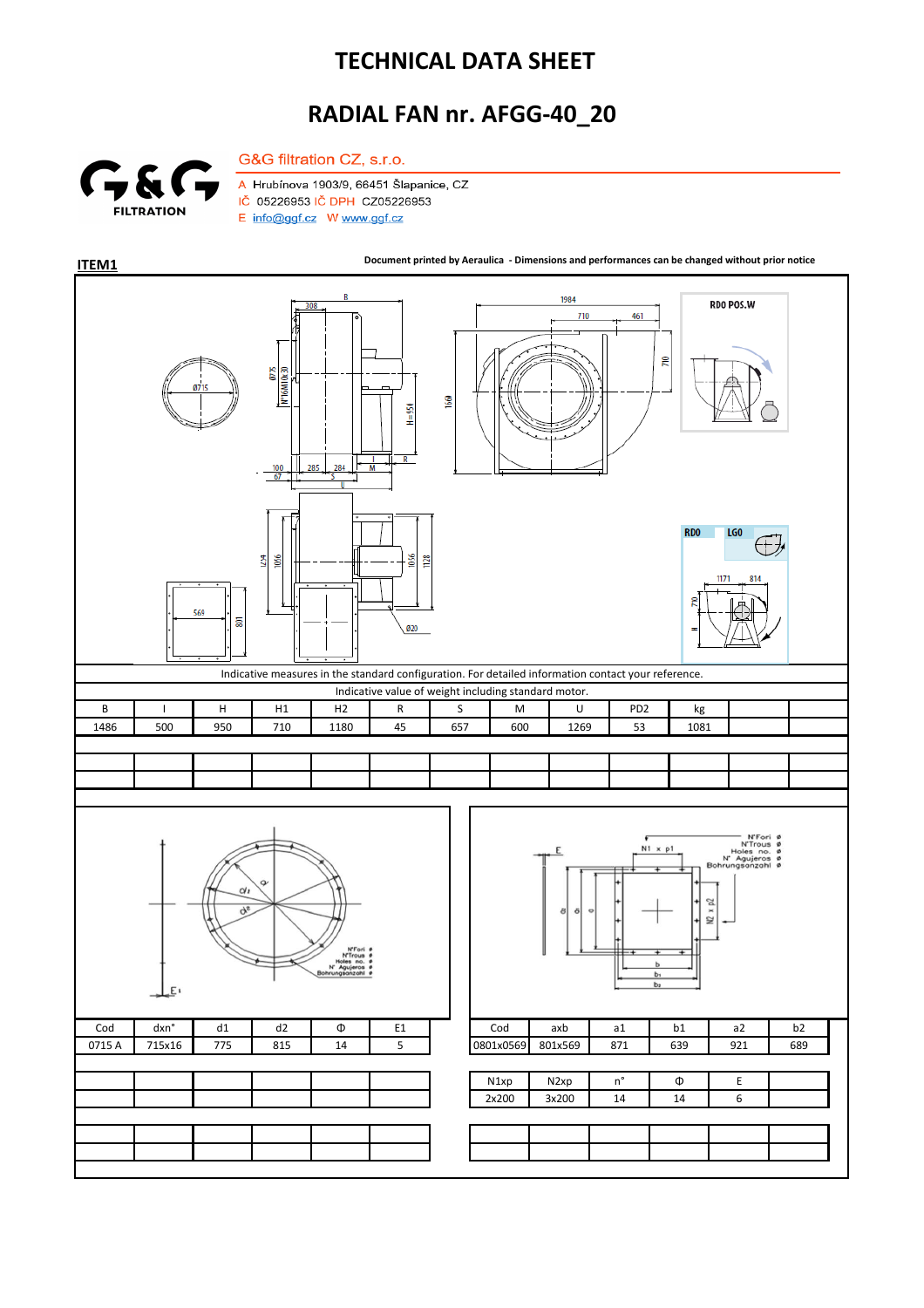# TECHNICAL DATA SHEET

# RADIAL FAN nr. AFGG-40_20

G&G filtration CZ, s.r.o.

A Hrubínova 1903/9, 66451 Šlapanice, CZ
IČ 05226953 IČ DPH CZ05226953
E info@ggf.cz W www.ggf.cz

**ITEM1**

**Document printed by Aeraulica - Dimensions and performances can be changed without prior notice**

B
308
Ø715
Ø775
N°16M10x30
H=951
100
67
285
284
S
I
M
R
U
1984
710
461
1169
710
RD0 POS.W
1254
1056
1056
1128
569
801
Ø20
RD0
LG0
1171
814
710
H

Indicative measures in the standard configuration. For detailed information contact your reference.

Indicative value of weight including standard motor.

| B | I | H | H1 | H2 | R | S | M | U | PD2 | kg |
|---|---|---|---|---|---|---|---|---|---|---|
| 1486 | 500 | 950 | 710 | 1180 | 45 | 657 | 600 | 1269 | 53 | 1081 |

d1
d2
E1
N°Fori ø
N'Trous ø
Holes no. ø
N° Agujeros ø
Bohrungsanzahl ø

E
N1 x p1
N2 x p2
a
a1
a2
b
b1
b2

| Cod | dxn° | d1 | d2 | Φ | E1 |
|---|---|---|---|---|---|
| 0715 A | 715x16 | 775 | 815 | 14 | 5 |

| Cod | axb | a1 | b1 | a2 | b2 |
|---|---|---|---|---|---|
| 0801x0569 | 801x569 | 871 | 639 | 921 | 689 |

| N1xp | N2xp | n° | Φ | E |
|---|---|---|---|---|
| 2x200 | 3x200 | 14 | 14 | 6 |